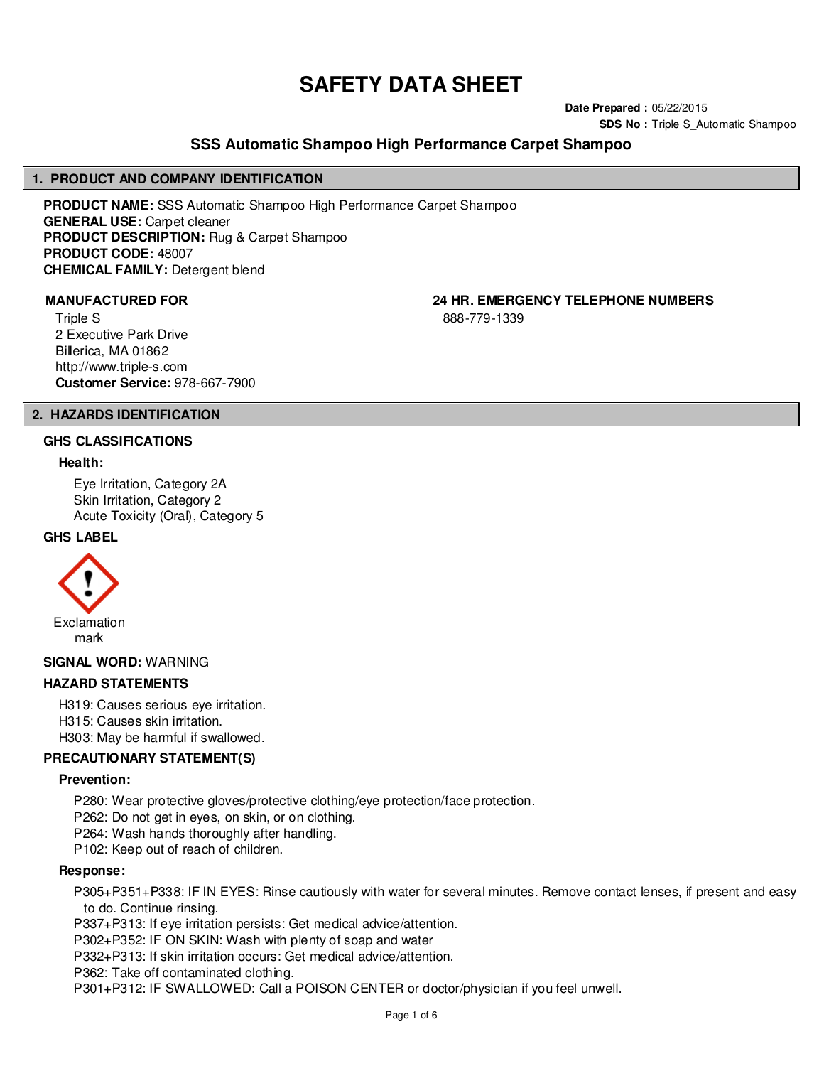# SAFETY DATA SHEET

**Date Prepared :** 05/22/2015
**SDS No :** Triple S_Automatic Shampoo

## SSS Automatic Shampoo High Performance Carpet Shampoo

## 1. PRODUCT AND COMPANY IDENTIFICATION

**PRODUCT NAME:** SSS Automatic Shampoo High Performance Carpet Shampoo
**GENERAL USE:** Carpet cleaner
**PRODUCT DESCRIPTION:** Rug & Carpet Shampoo
**PRODUCT CODE:** 48007
**CHEMICAL FAMILY:** Detergent blend

**MANUFACTURED FOR**

Triple S
2 Executive Park Drive
Billerica, MA 01862
http://www.triple-s.com
**Customer Service:** 978-667-7900

**24 HR. EMERGENCY TELEPHONE NUMBERS**

888-779-1339

## 2. HAZARDS IDENTIFICATION

### GHS CLASSIFICATIONS

**Health:**

Eye Irritation, Category 2A
Skin Irritation, Category 2
Acute Toxicity (Oral), Category 5

### GHS LABEL

Exclamation mark

**SIGNAL WORD:** WARNING

### HAZARD STATEMENTS

H319: Causes serious eye irritation.
H315: Causes skin irritation.
H303: May be harmful if swallowed.

### PRECAUTIONARY STATEMENT(S)

**Prevention:**

P280: Wear protective gloves/protective clothing/eye protection/face protection.
P262: Do not get in eyes, on skin, or on clothing.
P264: Wash hands thoroughly after handling.
P102: Keep out of reach of children.

**Response:**

P305+P351+P338: IF IN EYES: Rinse cautiously with water for several minutes. Remove contact lenses, if present and easy to do. Continue rinsing.
P337+P313: If eye irritation persists: Get medical advice/attention.
P302+P352: IF ON SKIN: Wash with plenty of soap and water
P332+P313: If skin irritation occurs: Get medical advice/attention.
P362: Take off contaminated clothing.
P301+P312: IF SWALLOWED: Call a POISON CENTER or doctor/physician if you feel unwell.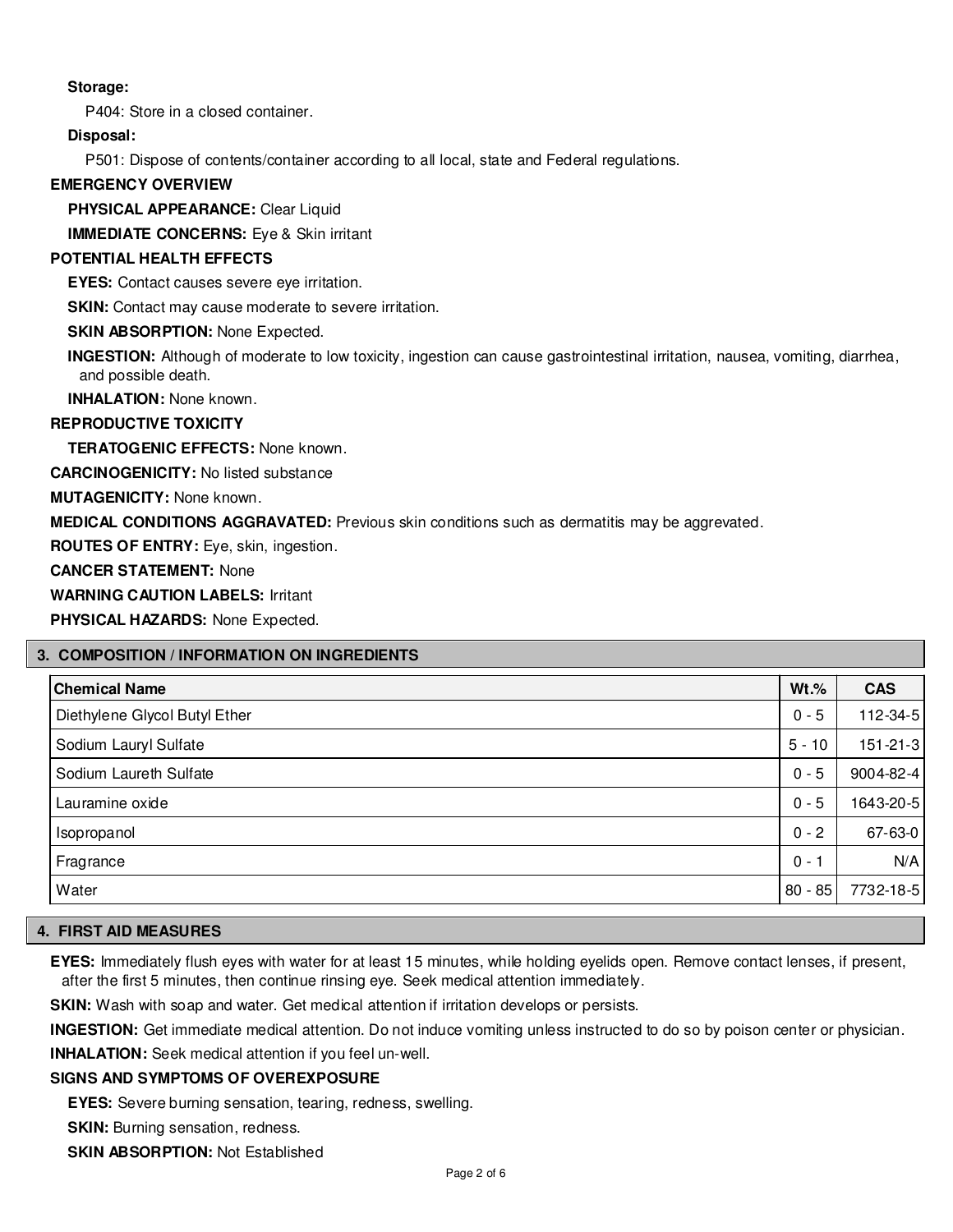**Storage:**

P404: Store in a closed container.

**Disposal:**

P501: Dispose of contents/container according to all local, state and Federal regulations.

**EMERGENCY OVERVIEW**

**PHYSICAL APPEARANCE:** Clear Liquid

**IMMEDIATE CONCERNS:** Eye & Skin irritant

**POTENTIAL HEALTH EFFECTS**

**EYES:** Contact causes severe eye irritation.

**SKIN:** Contact may cause moderate to severe irritation.

**SKIN ABSORPTION:** None Expected.

**INGESTION:** Although of moderate to low toxicity, ingestion can cause gastrointestinal irritation, nausea, vomiting, diarrhea, and possible death.

**INHALATION:** None known.

**REPRODUCTIVE TOXICITY**

**TERATOGENIC EFFECTS:** None known.

**CARCINOGENICITY:** No listed substance

**MUTAGENICITY:** None known.

**MEDICAL CONDITIONS AGGRAVATED:** Previous skin conditions such as dermatitis may be aggrevated.

**ROUTES OF ENTRY:** Eye, skin, ingestion.

**CANCER STATEMENT:** None

**WARNING CAUTION LABELS:** Irritant

**PHYSICAL HAZARDS:** None Expected.

## 3. COMPOSITION / INFORMATION ON INGREDIENTS

| Chemical Name | Wt.% | CAS |
|---|---|---|
| Diethylene Glycol Butyl Ether | 0 - 5 | 112-34-5 |
| Sodium Lauryl Sulfate | 5 - 10 | 151-21-3 |
| Sodium Laureth Sulfate | 0 - 5 | 9004-82-4 |
| Lauramine oxide | 0 - 5 | 1643-20-5 |
| Isopropanol | 0 - 2 | 67-63-0 |
| Fragrance | 0 - 1 | N/A |
| Water | 80 - 85 | 7732-18-5 |

## 4. FIRST AID MEASURES

**EYES:** Immediately flush eyes with water for at least 15 minutes, while holding eyelids open. Remove contact lenses, if present, after the first 5 minutes, then continue rinsing eye. Seek medical attention immediately.

**SKIN:** Wash with soap and water. Get medical attention if irritation develops or persists.

**INGESTION:** Get immediate medical attention. Do not induce vomiting unless instructed to do so by poison center or physician.

**INHALATION:** Seek medical attention if you feel un-well.

**SIGNS AND SYMPTOMS OF OVEREXPOSURE**

**EYES:** Severe burning sensation, tearing, redness, swelling.

**SKIN:** Burning sensation, redness.

**SKIN ABSORPTION:** Not Established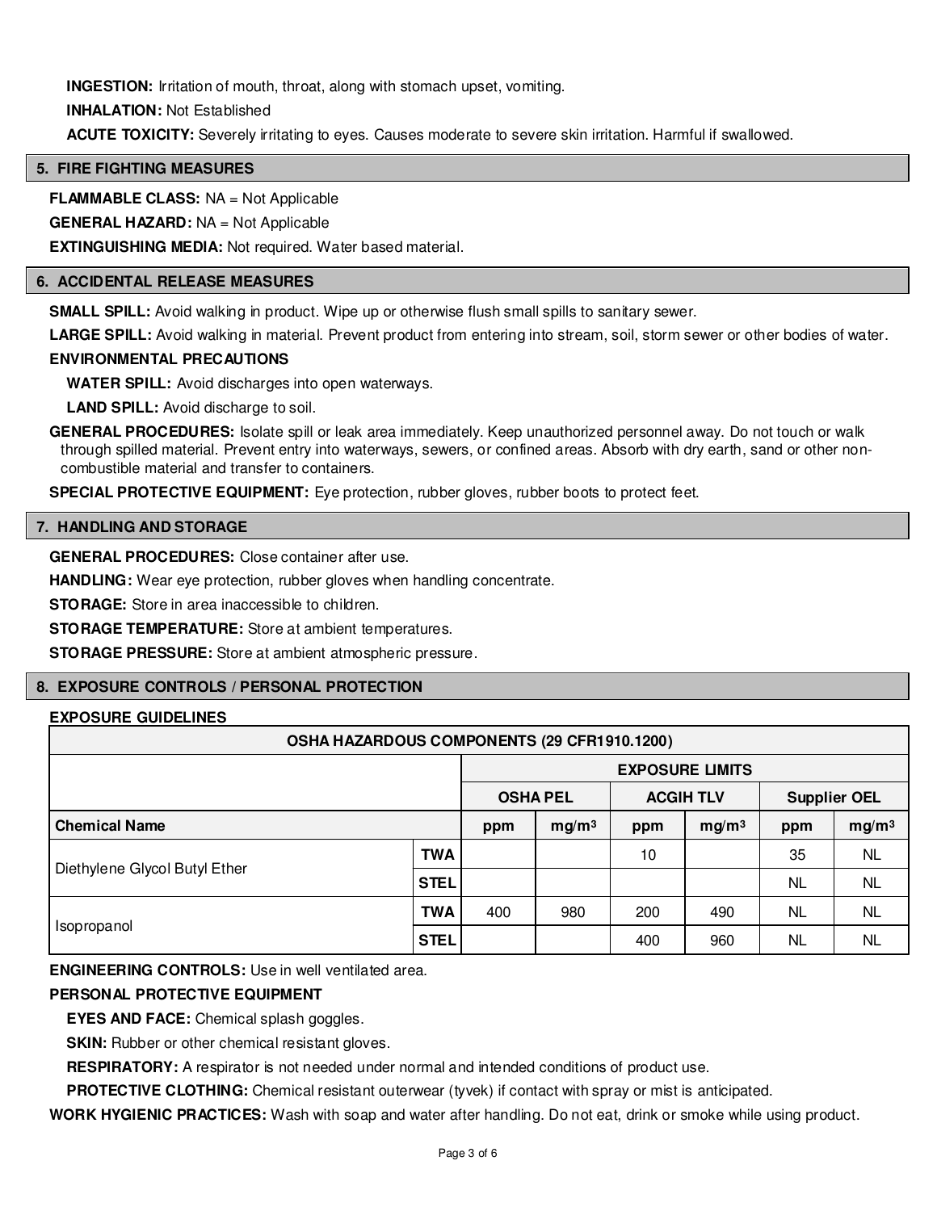**INGESTION:** Irritation of mouth, throat, along with stomach upset, vomiting.

**INHALATION:** Not Established

**ACUTE TOXICITY:** Severely irritating to eyes. Causes moderate to severe skin irritation. Harmful if swallowed.

## 5. FIRE FIGHTING MEASURES

**FLAMMABLE CLASS:** NA = Not Applicable

**GENERAL HAZARD:** NA = Not Applicable

**EXTINGUISHING MEDIA:** Not required. Water based material.

## 6. ACCIDENTAL RELEASE MEASURES

**SMALL SPILL:** Avoid walking in product. Wipe up or otherwise flush small spills to sanitary sewer.

**LARGE SPILL:** Avoid walking in material. Prevent product from entering into stream, soil, storm sewer or other bodies of water.

**ENVIRONMENTAL PRECAUTIONS**

**WATER SPILL:** Avoid discharges into open waterways.

**LAND SPILL:** Avoid discharge to soil.

**GENERAL PROCEDURES:** Isolate spill or leak area immediately. Keep unauthorized personnel away. Do not touch or walk through spilled material. Prevent entry into waterways, sewers, or confined areas. Absorb with dry earth, sand or other non-combustible material and transfer to containers.

**SPECIAL PROTECTIVE EQUIPMENT:** Eye protection, rubber gloves, rubber boots to protect feet.

## 7. HANDLING AND STORAGE

**GENERAL PROCEDURES:** Close container after use.

**HANDLING:** Wear eye protection, rubber gloves when handling concentrate.

**STORAGE:** Store in area inaccessible to children.

**STORAGE TEMPERATURE:** Store at ambient temperatures.

**STORAGE PRESSURE:** Store at ambient atmospheric pressure.

## 8. EXPOSURE CONTROLS / PERSONAL PROTECTION

**EXPOSURE GUIDELINES**

| OSHA HAZARDOUS COMPONENTS (29 CFR1910.1200) | | | | | | | |
|---|---|---|---|---|---|---|---|
| | | EXPOSURE LIMITS | | | | | |
| | | OSHA PEL | | ACGIH TLV | | Supplier OEL | |
| **Chemical Name** | | ppm | $mg/m^3$ | ppm | $mg/m^3$ | ppm | $mg/m^3$ |
| Diethylene Glycol Butyl Ether | TWA | | | 10 | | 35 | NL |
| | STEL | | | | | NL | NL |
| Isopropanol | TWA | 400 | 980 | 200 | 490 | NL | NL |
| | STEL | | | 400 | 960 | NL | NL |

**ENGINEERING CONTROLS:** Use in well ventilated area.

**PERSONAL PROTECTIVE EQUIPMENT**

**EYES AND FACE:** Chemical splash goggles.

**SKIN:** Rubber or other chemical resistant gloves.

**RESPIRATORY:** A respirator is not needed under normal and intended conditions of product use.

**PROTECTIVE CLOTHING:** Chemical resistant outerwear (tyvek) if contact with spray or mist is anticipated.

**WORK HYGIENIC PRACTICES:** Wash with soap and water after handling. Do not eat, drink or smoke while using product.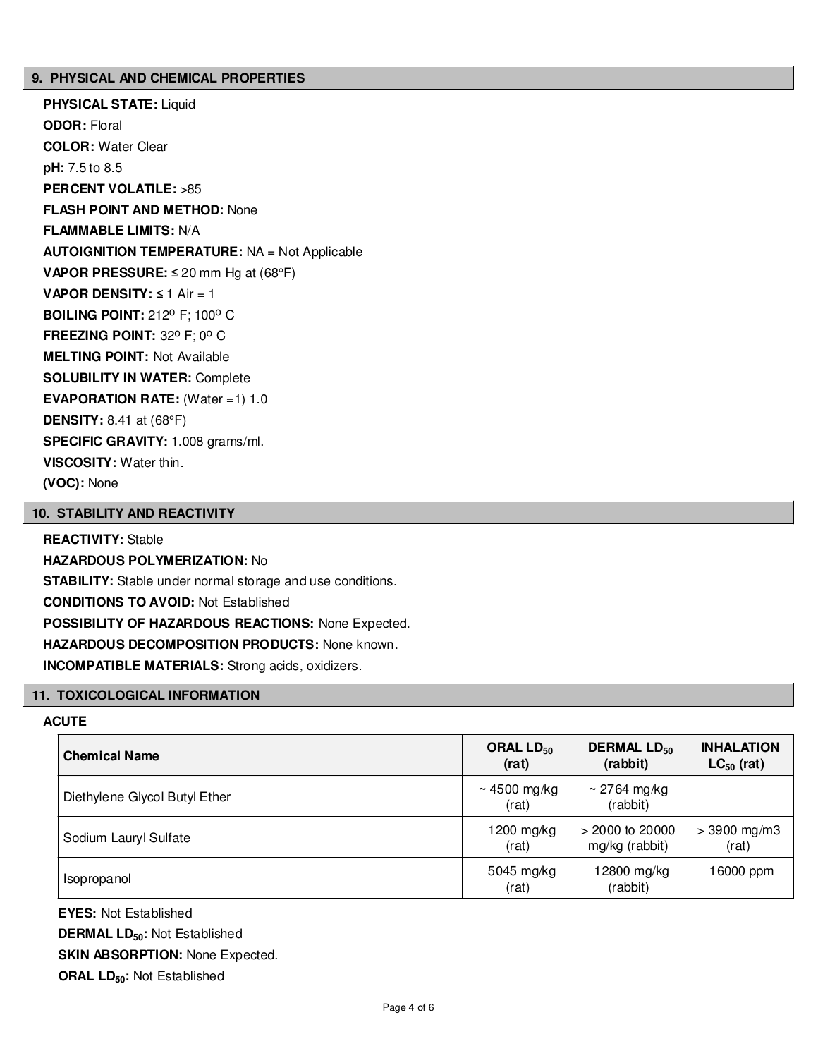## 9. PHYSICAL AND CHEMICAL PROPERTIES

**PHYSICAL STATE:** Liquid

**ODOR:** Floral

**COLOR:** Water Clear

**pH:** 7.5 to 8.5

**PERCENT VOLATILE:** >85

**FLASH POINT AND METHOD:** None

**FLAMMABLE LIMITS:** N/A

**AUTOIGNITION TEMPERATURE:** NA = Not Applicable

**VAPOR PRESSURE:** ≤ 20 mm Hg at (68°F)

**VAPOR DENSITY:** ≤ 1 Air = 1

**BOILING POINT:** 212º F; 100º C

**FREEZING POINT:** 32º F; 0º C

**MELTING POINT:** Not Available

**SOLUBILITY IN WATER:** Complete

**EVAPORATION RATE:** (Water =1) 1.0

**DENSITY:** 8.41 at (68°F)

**SPECIFIC GRAVITY:** 1.008 grams/ml.

**VISCOSITY:** Water thin.

**(VOC):** None

## 10. STABILITY AND REACTIVITY

**REACTIVITY:** Stable

**HAZARDOUS POLYMERIZATION:** No

**STABILITY:** Stable under normal storage and use conditions.

**CONDITIONS TO AVOID:** Not Established

**POSSIBILITY OF HAZARDOUS REACTIONS:** None Expected.

**HAZARDOUS DECOMPOSITION PRODUCTS:** None known.

**INCOMPATIBLE MATERIALS:** Strong acids, oxidizers.

## 11. TOXICOLOGICAL INFORMATION

**ACUTE**

| Chemical Name | ORAL $LD_{50}$ (rat) | DERMAL $LD_{50}$ (rabbit) | INHALATION $LC_{50}$ (rat) |
|---|---|---|---|
| Diethylene Glycol Butyl Ether | ~ 4500 mg/kg (rat) | ~ 2764 mg/kg (rabbit) | |
| Sodium Lauryl Sulfate | 1200 mg/kg (rat) | > 2000 to 20000 mg/kg (rabbit) | > 3900 mg/m3 (rat) |
| Isopropanol | 5045 mg/kg (rat) | 12800 mg/kg (rabbit) | 16000 ppm |

**EYES:** Not Established

**DERMAL $LD_{50}$:** Not Established

**SKIN ABSORPTION:** None Expected.

**ORAL $LD_{50}$:** Not Established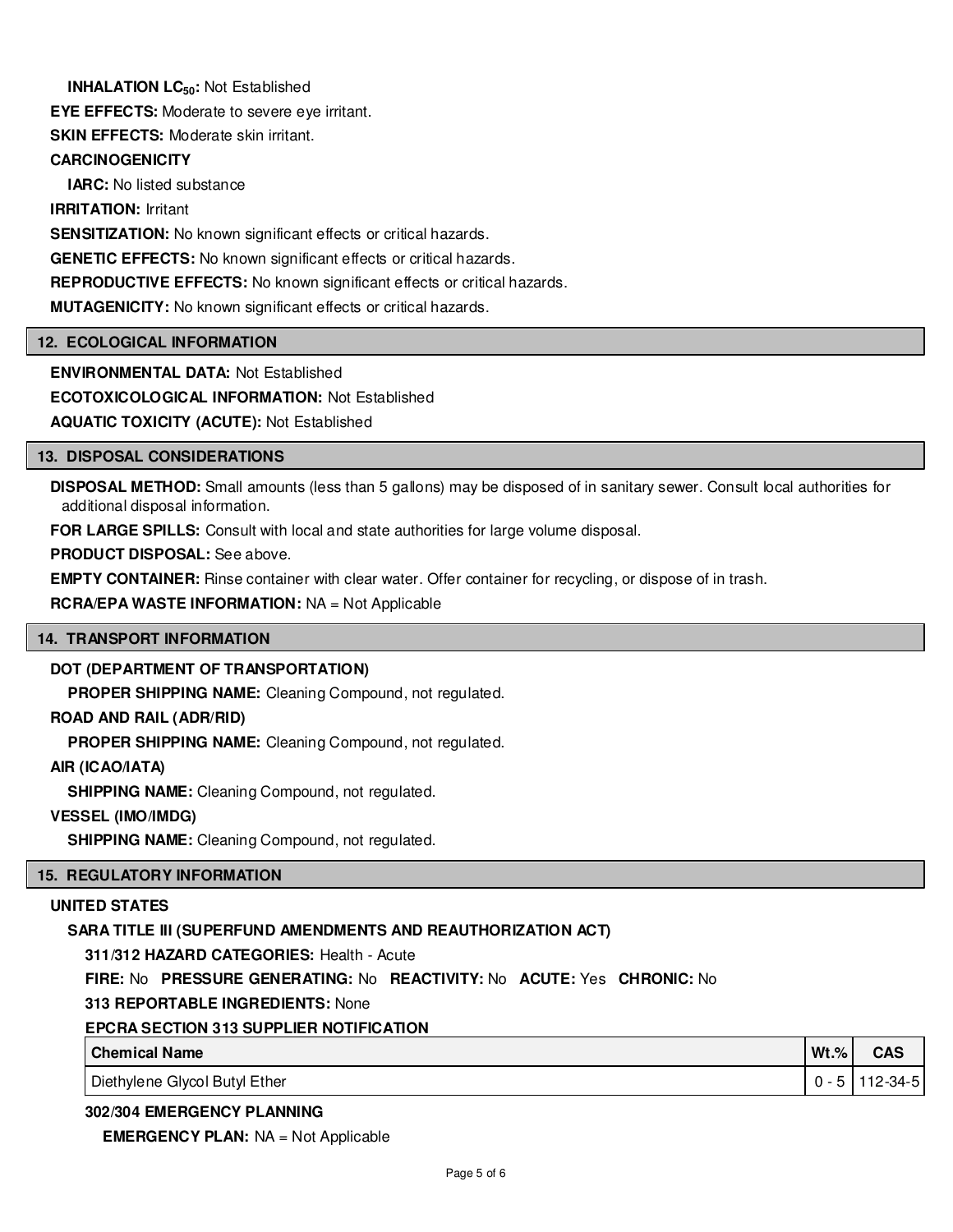**INHALATION $LC_{50}$:** Not Established

**EYE EFFECTS:** Moderate to severe eye irritant.

**SKIN EFFECTS:** Moderate skin irritant.

**CARCINOGENICITY**

**IARC:** No listed substance

**IRRITATION:** Irritant

**SENSITIZATION:** No known significant effects or critical hazards.

**GENETIC EFFECTS:** No known significant effects or critical hazards.

**REPRODUCTIVE EFFECTS:** No known significant effects or critical hazards.

**MUTAGENICITY:** No known significant effects or critical hazards.

## 12. ECOLOGICAL INFORMATION

**ENVIRONMENTAL DATA:** Not Established

**ECOTOXICOLOGICAL INFORMATION:** Not Established

**AQUATIC TOXICITY (ACUTE):** Not Established

## 13. DISPOSAL CONSIDERATIONS

**DISPOSAL METHOD:** Small amounts (less than 5 gallons) may be disposed of in sanitary sewer. Consult local authorities for additional disposal information.

**FOR LARGE SPILLS:** Consult with local and state authorities for large volume disposal.

**PRODUCT DISPOSAL:** See above.

**EMPTY CONTAINER:** Rinse container with clear water. Offer container for recycling, or dispose of in trash.

**RCRA/EPA WASTE INFORMATION:** NA = Not Applicable

## 14. TRANSPORT INFORMATION

**DOT (DEPARTMENT OF TRANSPORTATION)**

**PROPER SHIPPING NAME:** Cleaning Compound, not regulated.

**ROAD AND RAIL (ADR/RID)**

**PROPER SHIPPING NAME:** Cleaning Compound, not regulated.

**AIR (ICAO/IATA)**

**SHIPPING NAME:** Cleaning Compound, not regulated.

**VESSEL (IMO/IMDG)**

**SHIPPING NAME:** Cleaning Compound, not regulated.

## 15. REGULATORY INFORMATION

**UNITED STATES**

**SARA TITLE III (SUPERFUND AMENDMENTS AND REAUTHORIZATION ACT)**

**311/312 HAZARD CATEGORIES:** Health - Acute

**FIRE:** No **PRESSURE GENERATING:** No **REACTIVITY:** No **ACUTE:** Yes **CHRONIC:** No

**313 REPORTABLE INGREDIENTS:** None

**EPCRA SECTION 313 SUPPLIER NOTIFICATION**

| Chemical Name | Wt.% | CAS |
| --- | --- | --- |
| Diethylene Glycol Butyl Ether | 0 - 5 | 112-34-5 |

**302/304 EMERGENCY PLANNING**

**EMERGENCY PLAN:** NA = Not Applicable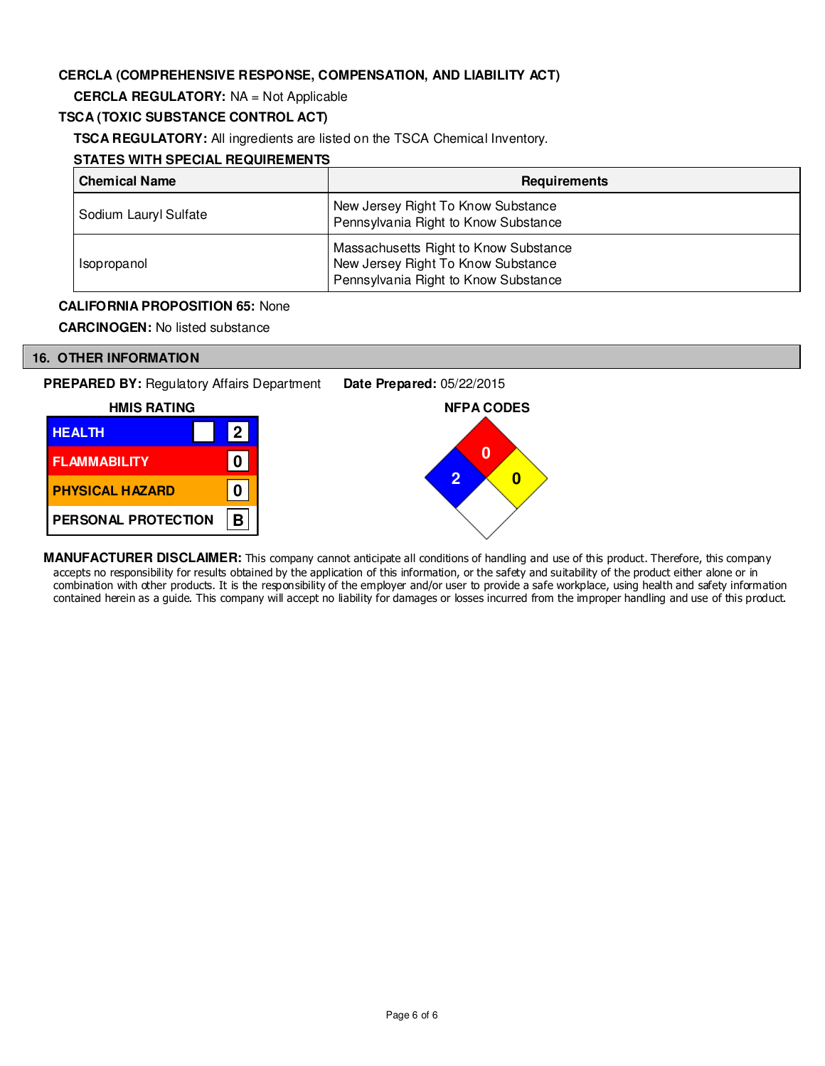**CERCLA (COMPREHENSIVE RESPONSE, COMPENSATION, AND LIABILITY ACT)**

**CERCLA REGULATORY:** NA = Not Applicable

**TSCA (TOXIC SUBSTANCE CONTROL ACT)**

**TSCA REGULATORY:** All ingredients are listed on the TSCA Chemical Inventory.

**STATES WITH SPECIAL REQUIREMENTS**

| Chemical Name | Requirements |
|---|---|
| Sodium Lauryl Sulfate | New Jersey Right To Know Substance<br>Pennsylvania Right to Know Substance |
| Isopropanol | Massachusetts Right to Know Substance<br>New Jersey Right To Know Substance<br>Pennsylvania Right to Know Substance |

**CALIFORNIA PROPOSITION 65:** None

**CARCINOGEN:** No listed substance

## 16. OTHER INFORMATION

**PREPARED BY:** Regulatory Affairs Department **Date Prepared:** 05/22/2015

**HMIS RATING**

| | |
|---|---|
| HEALTH | 2 |
| FLAMMABILITY | 0 |
| PHYSICAL HAZARD | 0 |
| PERSONAL PROTECTION | B |

**NFPA CODES**

0

2

0

**MANUFACTURER DISCLAIMER:** This company cannot anticipate all conditions of handling and use of this product. Therefore, this company accepts no responsibility for results obtained by the application of this information, or the safety and suitability of the product either alone or in combination with other products. It is the responsibility of the employer and/or user to provide a safe workplace, using health and safety information contained herein as a guide. This company will accept no liability for damages or losses incurred from the improper handling and use of this product.